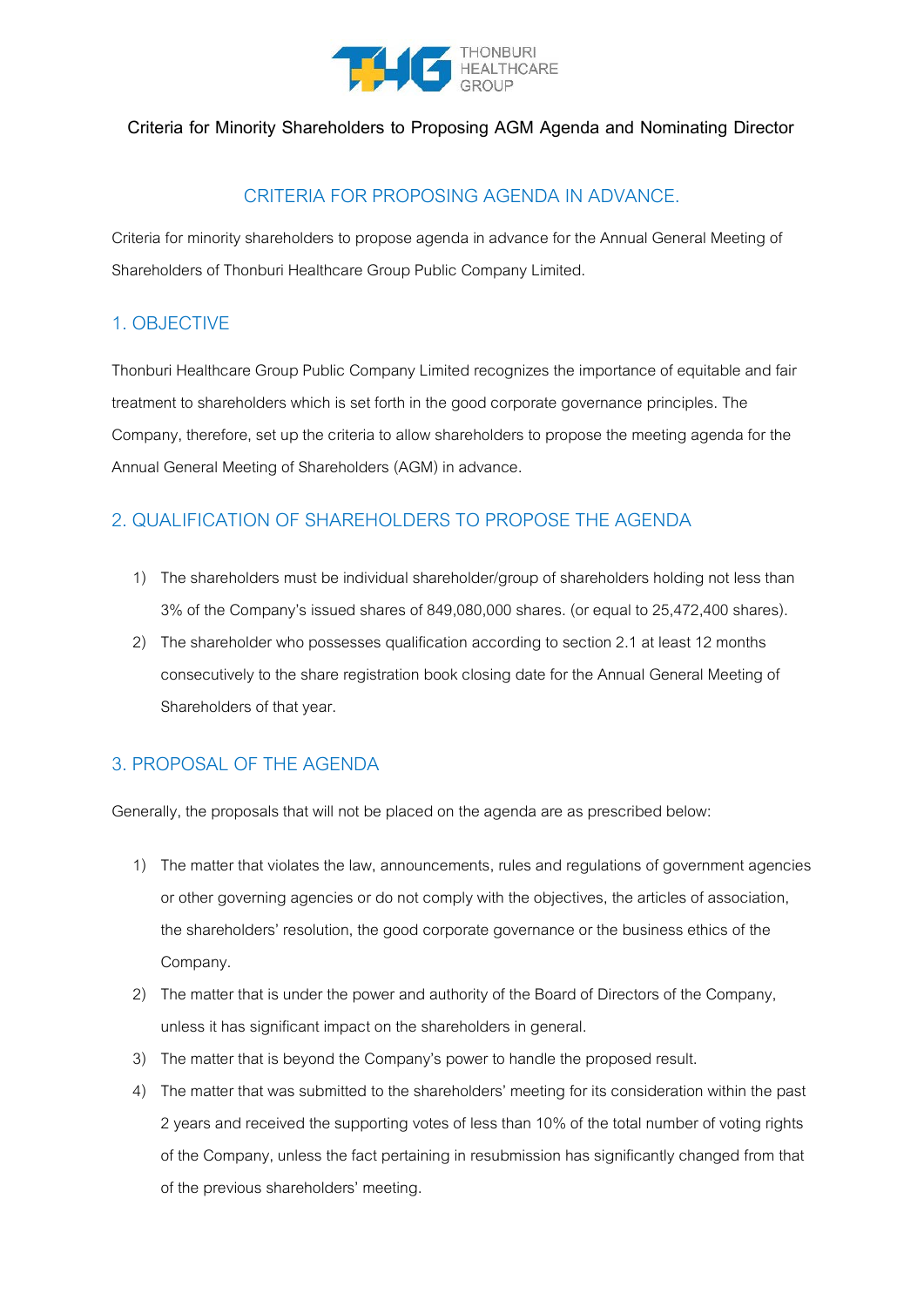# Criteria for Minority Shareholders to Proposing AGM Agenda and Nominating Director

## CRITERIA FOR PROPOSING AGENDA IN ADVANCE.

Criteria for minority shareholders to propose agenda in advance for the Annual General Meeting of Shareholders of Thonburi Healthcare Group Public Company Limited.

## 1. OBJECTIVE

Thonburi Healthcare Group Public Company Limited recognizes the importance of equitable and fair treatment to shareholders which is set forth in the good corporate governance principles. The Company, therefore, set up the criteria to allow shareholders to propose the meeting agenda for the Annual General Meeting of Shareholders (AGM) in advance.

## 2. QUALIFICATION OF SHAREHOLDERS TO PROPOSE THE AGENDA

1) The shareholders must be individual shareholder/group of shareholders holding not less than 3% of the Company's issued shares of 849,080,000 shares. (or equal to 25,472,400 shares).
2) The shareholder who possesses qualification according to section 2.1 at least 12 months consecutively to the share registration book closing date for the Annual General Meeting of Shareholders of that year.

## 3. PROPOSAL OF THE AGENDA

Generally, the proposals that will not be placed on the agenda are as prescribed below:

1) The matter that violates the law, announcements, rules and regulations of government agencies or other governing agencies or do not comply with the objectives, the articles of association, the shareholders' resolution, the good corporate governance or the business ethics of the Company.
2) The matter that is under the power and authority of the Board of Directors of the Company, unless it has significant impact on the shareholders in general.
3) The matter that is beyond the Company's power to handle the proposed result.
4) The matter that was submitted to the shareholders' meeting for its consideration within the past 2 years and received the supporting votes of less than 10% of the total number of voting rights of the Company, unless the fact pertaining in resubmission has significantly changed from that of the previous shareholders' meeting.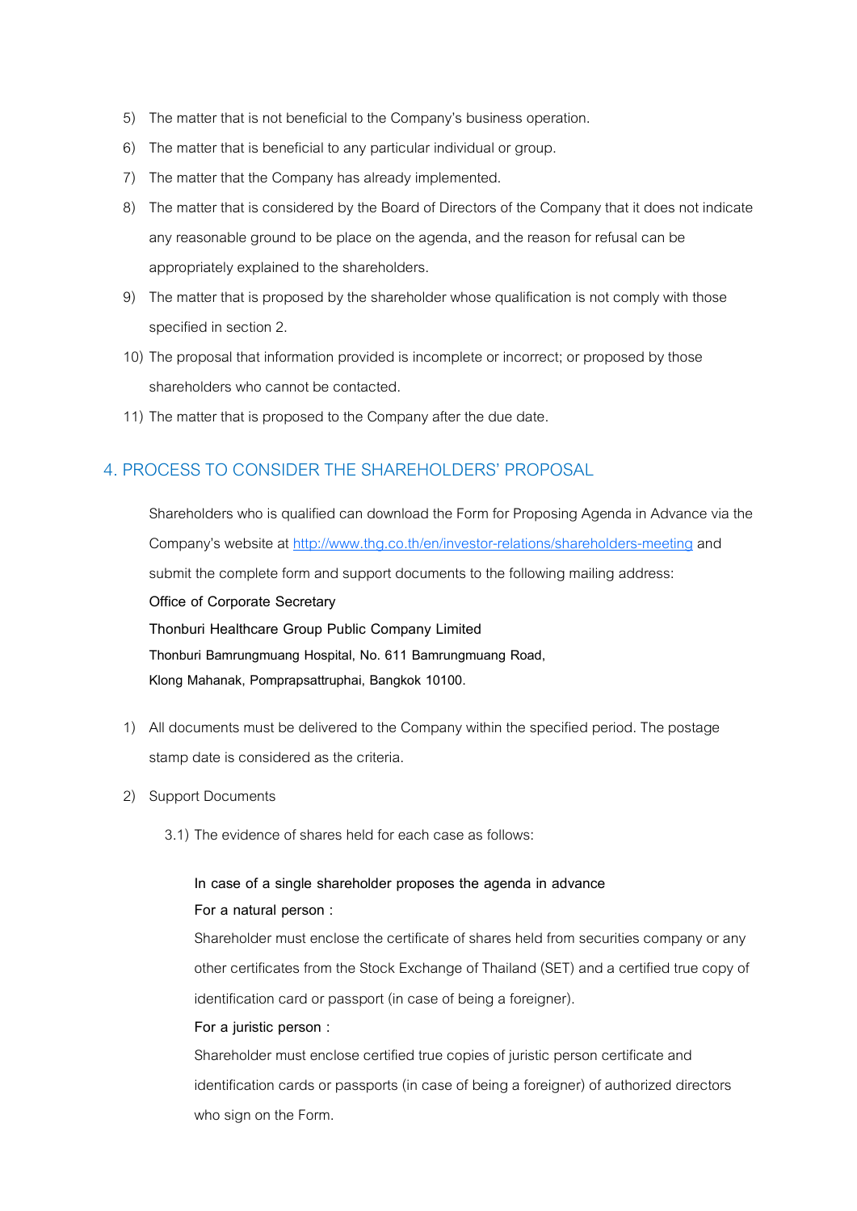5) The matter that is not beneficial to the Company's business operation.
6) The matter that is beneficial to any particular individual or group.
7) The matter that the Company has already implemented.
8) The matter that is considered by the Board of Directors of the Company that it does not indicate any reasonable ground to be place on the agenda, and the reason for refusal can be appropriately explained to the shareholders.
9) The matter that is proposed by the shareholder whose qualification is not comply with those specified in section 2.
10) The proposal that information provided is incomplete or incorrect; or proposed by those shareholders who cannot be contacted.
11) The matter that is proposed to the Company after the due date.

## 4. PROCESS TO CONSIDER THE SHAREHOLDERS' PROPOSAL

Shareholders who is qualified can download the Form for Proposing Agenda in Advance via the Company's website at http://www.thg.co.th/en/investor-relations/shareholders-meeting and submit the complete form and support documents to the following mailing address:

**Office of Corporate Secretary**
**Thonburi Healthcare Group Public Company Limited**
**Thonburi Bamrungmuang Hospital, No. 611 Bamrungmuang Road,**
**Klong Mahanak, Pomprapsattruphai, Bangkok 10100.**

1) All documents must be delivered to the Company within the specified period. The postage stamp date is considered as the criteria.

2) Support Documents

   3.1) The evidence of shares held for each case as follows:

   **In case of a single shareholder proposes the agenda in advance**

   **For a natural person :**

   Shareholder must enclose the certificate of shares held from securities company or any other certificates from the Stock Exchange of Thailand (SET) and a certified true copy of identification card or passport (in case of being a foreigner).

   **For a juristic person :**

   Shareholder must enclose certified true copies of juristic person certificate and identification cards or passports (in case of being a foreigner) of authorized directors who sign on the Form.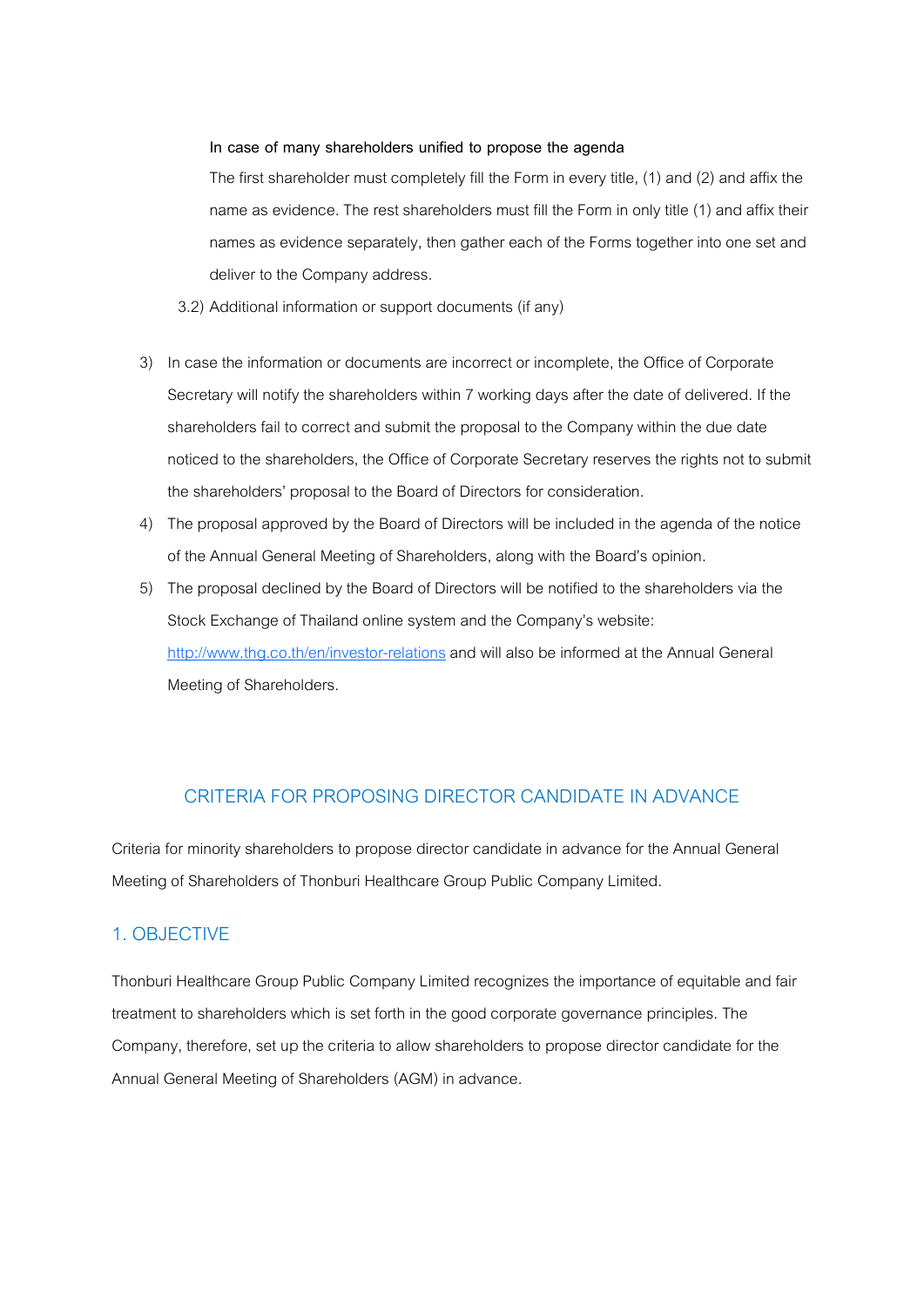**In case of many shareholders unified to propose the agenda**

The first shareholder must completely fill the Form in every title, (1) and (2) and affix the name as evidence. The rest shareholders must fill the Form in only title (1) and affix their names as evidence separately, then gather each of the Forms together into one set and deliver to the Company address.

3.2) Additional information or support documents (if any)

3) In case the information or documents are incorrect or incomplete, the Office of Corporate Secretary will notify the shareholders within 7 working days after the date of delivered. If the shareholders fail to correct and submit the proposal to the Company within the due date noticed to the shareholders, the Office of Corporate Secretary reserves the rights not to submit the shareholders' proposal to the Board of Directors for consideration.
4) The proposal approved by the Board of Directors will be included in the agenda of the notice of the Annual General Meeting of Shareholders, along with the Board's opinion.
5) The proposal declined by the Board of Directors will be notified to the shareholders via the Stock Exchange of Thailand online system and the Company's website: http://www.thg.co.th/en/investor-relations and will also be informed at the Annual General Meeting of Shareholders.

## CRITERIA FOR PROPOSING DIRECTOR CANDIDATE IN ADVANCE

Criteria for minority shareholders to propose director candidate in advance for the Annual General Meeting of Shareholders of Thonburi Healthcare Group Public Company Limited.

## 1. OBJECTIVE

Thonburi Healthcare Group Public Company Limited recognizes the importance of equitable and fair treatment to shareholders which is set forth in the good corporate governance principles. The Company, therefore, set up the criteria to allow shareholders to propose director candidate for the Annual General Meeting of Shareholders (AGM) in advance.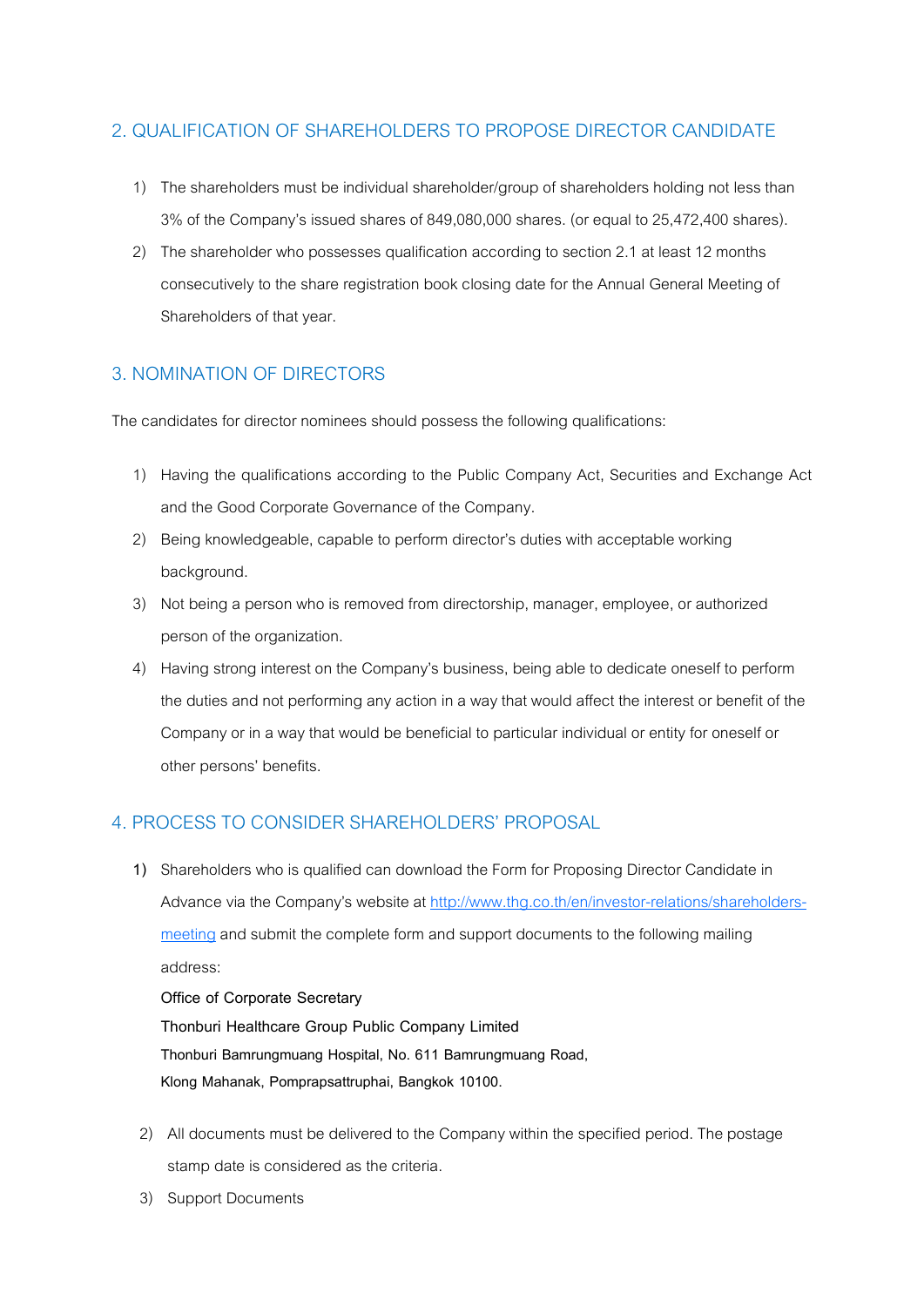## 2. QUALIFICATION OF SHAREHOLDERS TO PROPOSE DIRECTOR CANDIDATE

1) The shareholders must be individual shareholder/group of shareholders holding not less than 3% of the Company's issued shares of 849,080,000 shares. (or equal to 25,472,400 shares).
2) The shareholder who possesses qualification according to section 2.1 at least 12 months consecutively to the share registration book closing date for the Annual General Meeting of Shareholders of that year.

## 3. NOMINATION OF DIRECTORS

The candidates for director nominees should possess the following qualifications:

1) Having the qualifications according to the Public Company Act, Securities and Exchange Act and the Good Corporate Governance of the Company.
2) Being knowledgeable, capable to perform director's duties with acceptable working background.
3) Not being a person who is removed from directorship, manager, employee, or authorized person of the organization.
4) Having strong interest on the Company's business, being able to dedicate oneself to perform the duties and not performing any action in a way that would affect the interest or benefit of the Company or in a way that would be beneficial to particular individual or entity for oneself or other persons' benefits.

## 4. PROCESS TO CONSIDER SHAREHOLDERS' PROPOSAL

1) Shareholders who is qualified can download the Form for Proposing Director Candidate in Advance via the Company's website at [http://www.thg.co.th/en/investor-relations/shareholders-meeting](http://www.thg.co.th/en/investor-relations/shareholders-meeting) and submit the complete form and support documents to the following mailing address:

   **Office of Corporate Secretary**
   **Thonburi Healthcare Group Public Company Limited**
   **Thonburi Bamrungmuang Hospital, No. 611 Bamrungmuang Road,**
   **Klong Mahanak, Pomprapsattruphai, Bangkok 10100.**

2) All documents must be delivered to the Company within the specified period. The postage stamp date is considered as the criteria.
3) Support Documents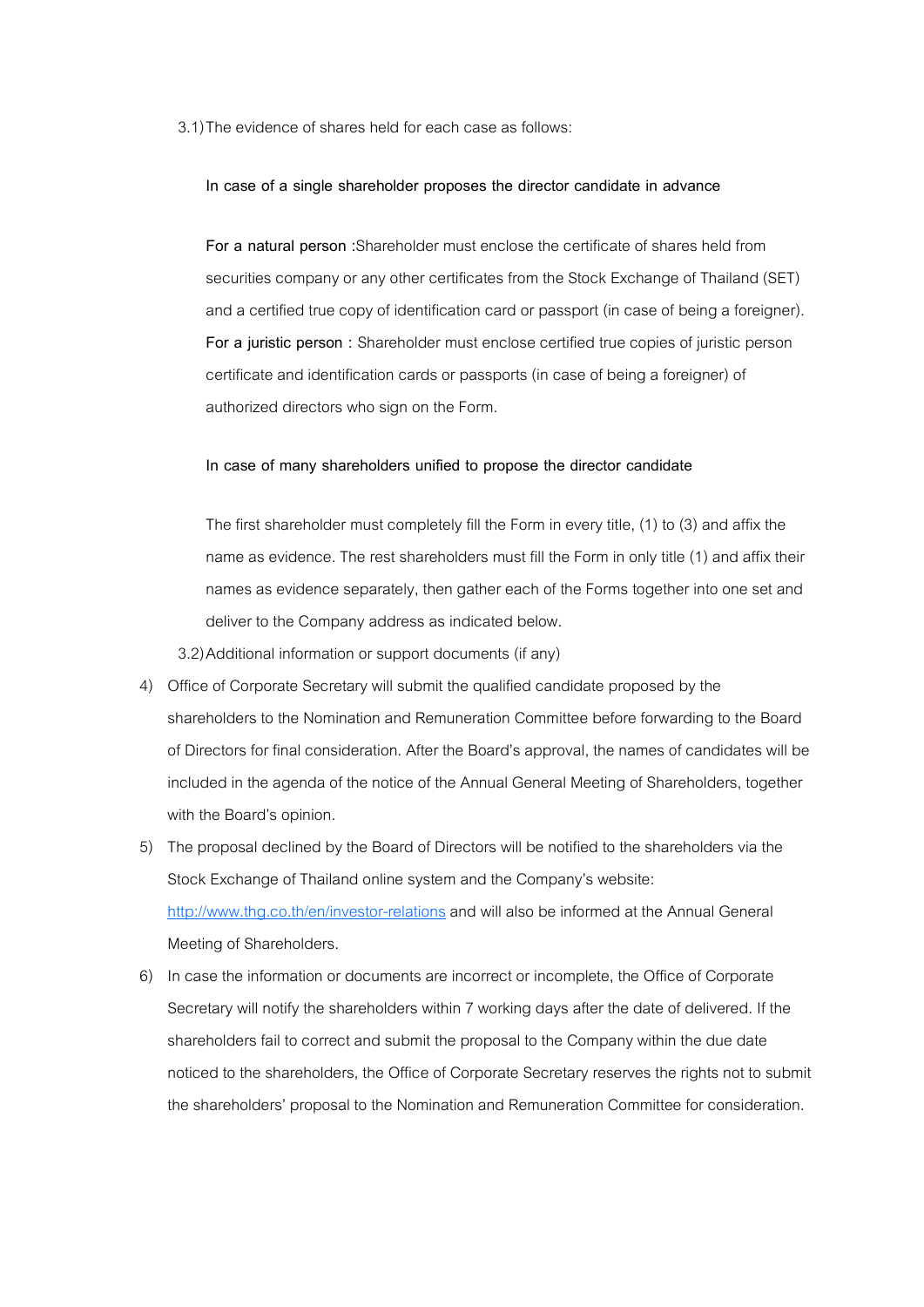3.1) The evidence of shares held for each case as follows:

**In case of a single shareholder proposes the director candidate in advance**

**For a natural person** :Shareholder must enclose the certificate of shares held from securities company or any other certificates from the Stock Exchange of Thailand (SET) and a certified true copy of identification card or passport (in case of being a foreigner).
**For a juristic person** : Shareholder must enclose certified true copies of juristic person certificate and identification cards or passports (in case of being a foreigner) of authorized directors who sign on the Form.

**In case of many shareholders unified to propose the director candidate**

The first shareholder must completely fill the Form in every title, (1) to (3) and affix the name as evidence. The rest shareholders must fill the Form in only title (1) and affix their names as evidence separately, then gather each of the Forms together into one set and deliver to the Company address as indicated below.

3.2) Additional information or support documents (if any)

4) Office of Corporate Secretary will submit the qualified candidate proposed by the shareholders to the Nomination and Remuneration Committee before forwarding to the Board of Directors for final consideration. After the Board's approval, the names of candidates will be included in the agenda of the notice of the Annual General Meeting of Shareholders, together with the Board's opinion.

5) The proposal declined by the Board of Directors will be notified to the shareholders via the Stock Exchange of Thailand online system and the Company's website: http://www.thg.co.th/en/investor-relations and will also be informed at the Annual General Meeting of Shareholders.

6) In case the information or documents are incorrect or incomplete, the Office of Corporate Secretary will notify the shareholders within 7 working days after the date of delivered. If the shareholders fail to correct and submit the proposal to the Company within the due date noticed to the shareholders, the Office of Corporate Secretary reserves the rights not to submit the shareholders' proposal to the Nomination and Remuneration Committee for consideration.